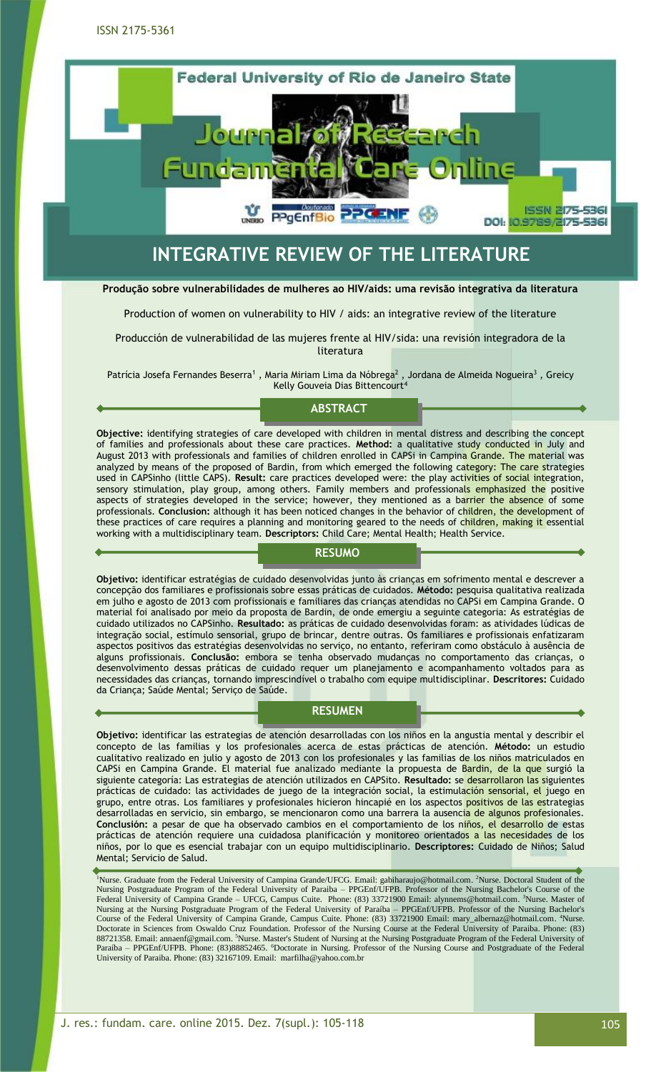ISSN 2175-5361

Federal University of Rio de Janeiro State

Journal of Research Fundamental Care Online

ISSN 2175-5361
DOI: 10.9789/2175-5361

# INTEGRATIVE REVIEW OF THE LITERATURE

**Produção sobre vulnerabilidades de mulheres ao HIV/aids: uma revisão integrativa da literatura**

Production of women on vulnerability to HIV / aids: an integrative review of the literature

Producción de vulnerabilidad de las mujeres frente al HIV/sida: una revisión integradora de la literatura

Patrícia Josefa Fernandes Beserra[1] , Maria Miriam Lima da Nóbrega[2] , Jordana de Almeida Nogueira[3] , Greicy Kelly Gouveia Dias Bittencourt[4]

## ABSTRACT

**Objective:** identifying strategies of care developed with children in mental distress and describing the concept of families and professionals about these care practices. **Method:** a qualitative study conducted in July and August 2013 with professionals and families of children enrolled in CAPSi in Campina Grande. The material was analyzed by means of the proposed of Bardin, from which emerged the following category: The care strategies used in CAPSinho (little CAPS). **Result:** care practices developed were: the play activities of social integration, sensory stimulation, play group, among others. Family members and professionals emphasized the positive aspects of strategies developed in the service; however, they mentioned as a barrier the absence of some professionals. **Conclusion:** although it has been noticed changes in the behavior of children, the development of these practices of care requires a planning and monitoring geared to the needs of children, making it essential working with a multidisciplinary team. **Descriptors:** Child Care; Mental Health; Health Service.

## RESUMO

**Objetivo:** identificar estratégias de cuidado desenvolvidas junto às crianças em sofrimento mental e descrever a concepção dos familiares e profissionais sobre essas práticas de cuidados. **Método:** pesquisa qualitativa realizada em julho e agosto de 2013 com profissionais e familiares das crianças atendidas no CAPSi em Campina Grande. O material foi analisado por meio da proposta de Bardin, de onde emergiu a seguinte categoria: As estratégias de cuidado utilizados no CAPSinho. **Resultado:** as práticas de cuidado desenvolvidas foram: as atividades lúdicas de integração social, estímulo sensorial, grupo de brincar, dentre outras. Os familiares e profissionais enfatizaram aspectos positivos das estratégias desenvolvidas no serviço, no entanto, referiram como obstáculo à ausência de alguns profissionais. **Conclusão:** embora se tenha observado mudanças no comportamento das crianças, o desenvolvimento dessas práticas de cuidado requer um planejamento e acompanhamento voltados para as necessidades das crianças, tornando imprescindível o trabalho com equipe multidisciplinar. **Descritores:** Cuidado da Criança; Saúde Mental; Serviço de Saúde.

## RESUMEN

**Objetivo:** identificar las estrategias de atención desarrolladas con los niños en la angustia mental y describir el concepto de las familias y los profesionales acerca de estas prácticas de atención. **Método:** un estudio cualitativo realizado en julio y agosto de 2013 con los profesionales y las familias de los niños matriculados en CAPSi en Campina Grande. El material fue analizado mediante la propuesta de Bardin, de la que surgió la siguiente categoría: Las estrategias de atención utilizados en CAPSito. **Resultado:** se desarrollaron las siguientes prácticas de cuidado: las actividades de juego de la integración social, la estimulación sensorial, el juego en grupo, entre otras. Los familiares y profesionales hicieron hincapié en los aspectos positivos de las estrategias desarrolladas en servicio, sin embargo, se mencionaron como una barrera la ausencia de algunos profesionales. **Conclusión:** a pesar de que ha observado cambios en el comportamiento de los niños, el desarrollo de estas prácticas de atención requiere una cuidadosa planificación y monitoreo orientados a las necesidades de los niños, por lo que es esencial trabajar con un equipo multidisciplinario. **Descriptores:** Cuidado de Niños; Salud Mental; Servicio de Salud.

[1]Nurse. Graduate from the Federal University of Campina Grande/UFCG. Email: gabiharaujo@hotmail.com. [2]Nurse. Doctoral Student of the Nursing Postgraduate Program of the Federal University of Paraiba – PPGEnf/UFPB. Professor of the Nursing Bachelor's Course of the Federal University of Campina Grande – UFCG, Campus Cuite. Phone: (83) 33721900 Email: alynnems@hotmail.com. [3]Nurse. Master of Nursing at the Nursing Postgraduate Program of the Federal University of Paraiba – PPGEnf/UFPB. Professor of the Nursing Bachelor's Course of the Federal University of Campina Grande, Campus Cuite. Phone: (83) 33721900 Email: mary_albernaz@hotmail.com. [4]Nurse. Doctorate in Sciences from Oswaldo Cruz Foundation. Professor of the Nursing Course at the Federal University of Paraiba. Phone: (83) 88721358. Email: annaenf@gmail.com. [5]Nurse. Master's Student of Nursing at the Nursing Postgraduate Program of the Federal University of Paraiba – PPGEnf/UFPB. Phone: (83)88852465. [6]Doctorate in Nursing. Professor of the Nursing Course and Postgraduate of the Federal University of Paraiba. Phone: (83) 32167109. Email: marfilha@yahoo.com.br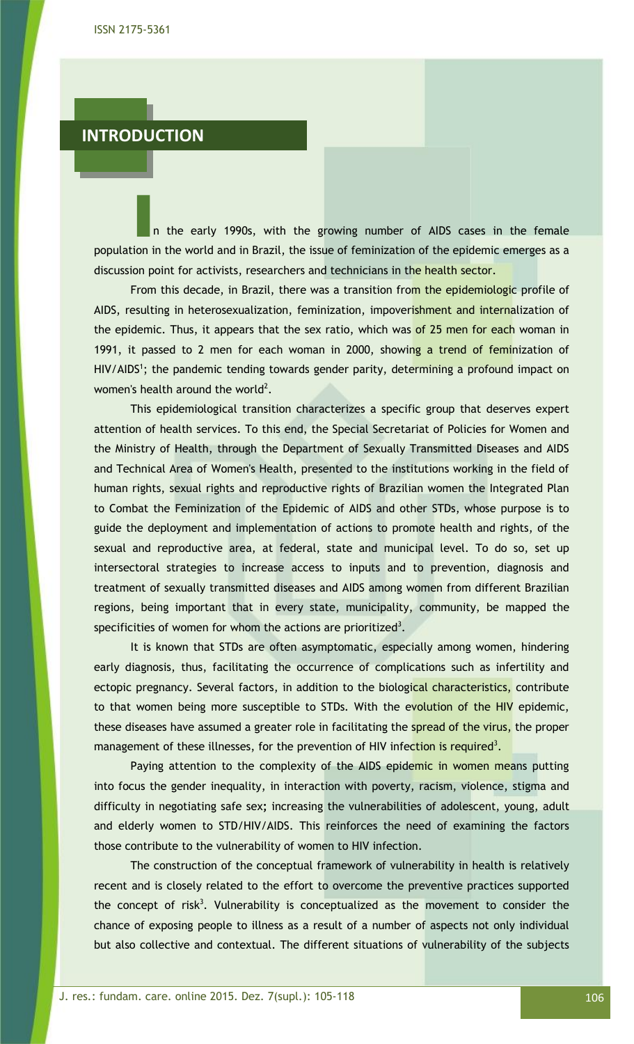## INTRODUCTION

In the early 1990s, with the growing number of AIDS cases in the female population in the world and in Brazil, the issue of feminization of the epidemic emerges as a discussion point for activists, researchers and technicians in the health sector.

From this decade, in Brazil, there was a transition from the epidemiologic profile of AIDS, resulting in heterosexualization, feminization, impoverishment and internalization of the epidemic. Thus, it appears that the sex ratio, which was of 25 men for each woman in 1991, it passed to 2 men for each woman in 2000, showing a trend of feminization of HIV/AIDS[1]; the pandemic tending towards gender parity, determining a profound impact on women's health around the world[2].

This epidemiological transition characterizes a specific group that deserves expert attention of health services. To this end, the Special Secretariat of Policies for Women and the Ministry of Health, through the Department of Sexually Transmitted Diseases and AIDS and Technical Area of Women's Health, presented to the institutions working in the field of human rights, sexual rights and reproductive rights of Brazilian women the Integrated Plan to Combat the Feminization of the Epidemic of AIDS and other STDs, whose purpose is to guide the deployment and implementation of actions to promote health and rights, of the sexual and reproductive area, at federal, state and municipal level. To do so, set up intersectoral strategies to increase access to inputs and to prevention, diagnosis and treatment of sexually transmitted diseases and AIDS among women from different Brazilian regions, being important that in every state, municipality, community, be mapped the specificities of women for whom the actions are prioritized[3].

It is known that STDs are often asymptomatic, especially among women, hindering early diagnosis, thus, facilitating the occurrence of complications such as infertility and ectopic pregnancy. Several factors, in addition to the biological characteristics, contribute to that women being more susceptible to STDs. With the evolution of the HIV epidemic, these diseases have assumed a greater role in facilitating the spread of the virus, the proper management of these illnesses, for the prevention of HIV infection is required[3].

Paying attention to the complexity of the AIDS epidemic in women means putting into focus the gender inequality, in interaction with poverty, racism, violence, stigma and difficulty in negotiating safe sex**;** increasing the vulnerabilities of adolescent, young, adult and elderly women to STD/HIV/AIDS. This reinforces the need of examining the factors those contribute to the vulnerability of women to HIV infection.

The construction of the conceptual framework of vulnerability in health is relatively recent and is closely related to the effort to overcome the preventive practices supported the concept of risk[3]. Vulnerability is conceptualized as the movement to consider the chance of exposing people to illness as a result of a number of aspects not only individual but also collective and contextual. The different situations of vulnerability of the subjects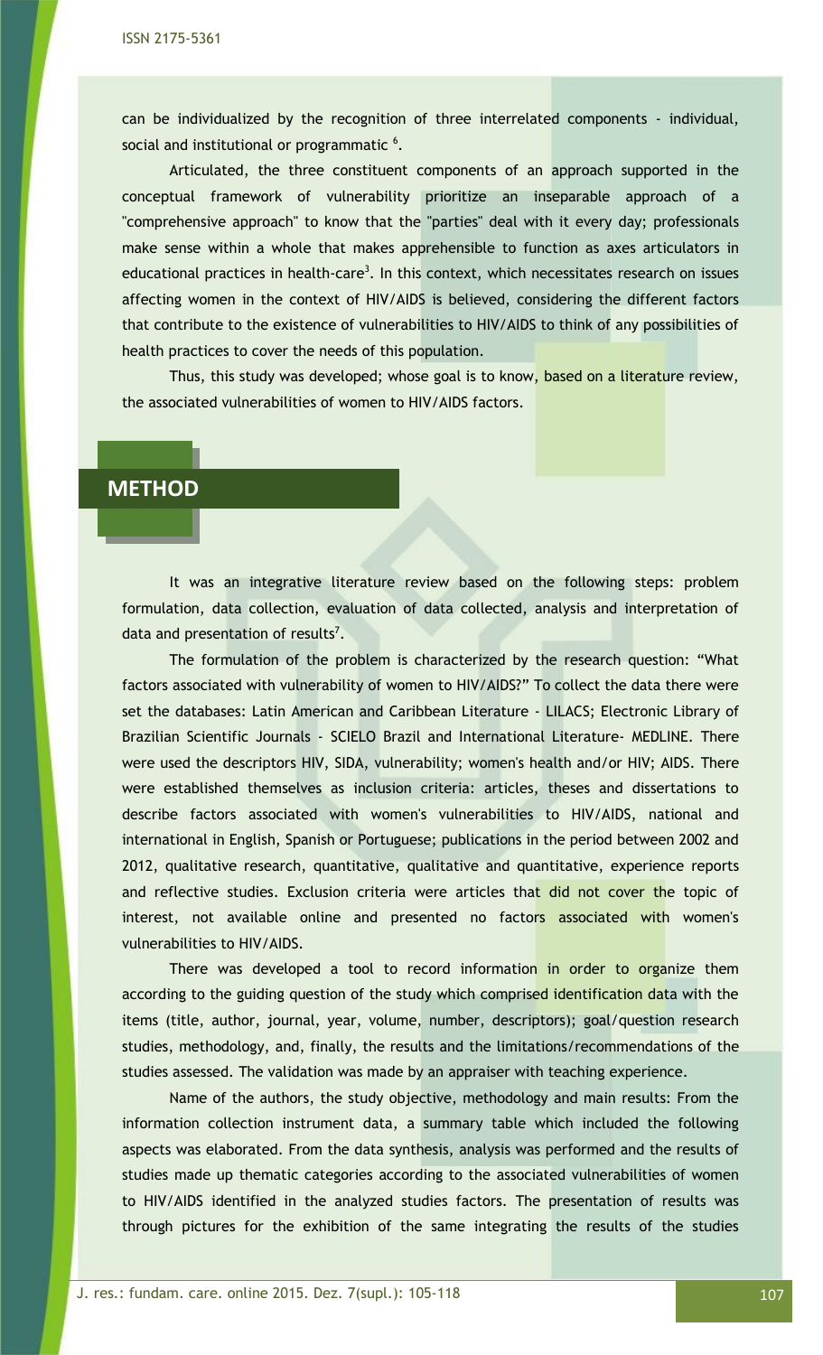can be individualized by the recognition of three interrelated components - individual, social and institutional or programmatic [6].

Articulated, the three constituent components of an approach supported in the conceptual framework of vulnerability prioritize an inseparable approach of a "comprehensive approach" to know that the "parties" deal with it every day; professionals make sense within a whole that makes apprehensible to function as axes articulators in educational practices in health-care[3]. In this context, which necessitates research on issues affecting women in the context of HIV/AIDS is believed, considering the different factors that contribute to the existence of vulnerabilities to HIV/AIDS to think of any possibilities of health practices to cover the needs of this population.

Thus, this study was developed; whose goal is to know, based on a literature review, the associated vulnerabilities of women to HIV/AIDS factors.

## METHOD

It was an integrative literature review based on the following steps: problem formulation, data collection, evaluation of data collected, analysis and interpretation of data and presentation of results[7].

The formulation of the problem is characterized by the research question: "What factors associated with vulnerability of women to HIV/AIDS?" To collect the data there were set the databases: Latin American and Caribbean Literature - LILACS; Electronic Library of Brazilian Scientific Journals - SCIELO Brazil and International Literature- MEDLINE. There were used the descriptors HIV, SIDA, vulnerability; women's health and/or HIV; AIDS. There were established themselves as inclusion criteria: articles, theses and dissertations to describe factors associated with women's vulnerabilities to HIV/AIDS, national and international in English, Spanish or Portuguese; publications in the period between 2002 and 2012, qualitative research, quantitative, qualitative and quantitative, experience reports and reflective studies. Exclusion criteria were articles that did not cover the topic of interest, not available online and presented no factors associated with women's vulnerabilities to HIV/AIDS.

There was developed a tool to record information in order to organize them according to the guiding question of the study which comprised identification data with the items (title, author, journal, year, volume, number, descriptors); goal/question research studies, methodology, and, finally, the results and the limitations/recommendations of the studies assessed. The validation was made by an appraiser with teaching experience.

Name of the authors, the study objective, methodology and main results: From the information collection instrument data, a summary table which included the following aspects was elaborated. From the data synthesis, analysis was performed and the results of studies made up thematic categories according to the associated vulnerabilities of women to HIV/AIDS identified in the analyzed studies factors. The presentation of results was through pictures for the exhibition of the same integrating the results of the studies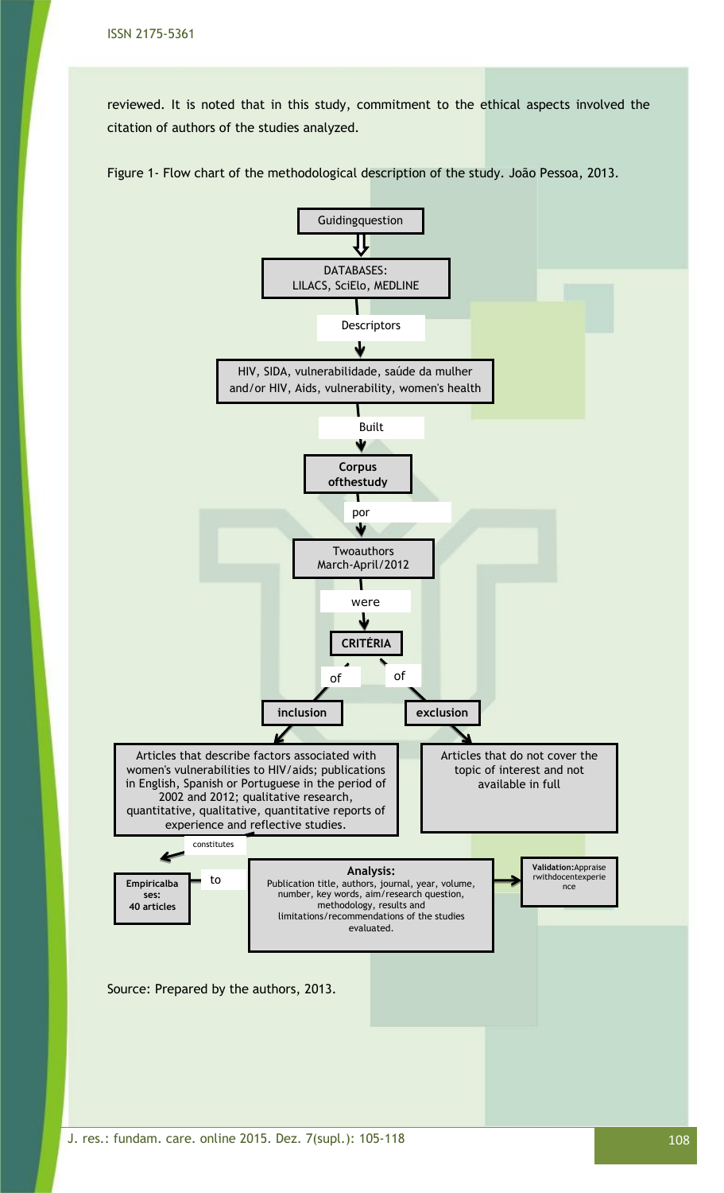reviewed. It is noted that in this study, commitment to the ethical aspects involved the citation of authors of the studies analyzed.

Figure 1- Flow chart of the methodological description of the study. João Pessoa, 2013.

Guidingquestion

DATABASES:
LILACS, SciElo, MEDLINE

Descriptors

HIV, SIDA, vulnerabilidade, saúde da mulher
and/or HIV, Aids, vulnerability, women's health

Built

**Corpus ofthestudy**

por

Twoauthors
March-April/2012

were

**CRITÉRIA**

of | of

**inclusion**

Articles that describe factors associated with women's vulnerabilities to HIV/aids; publications in English, Spanish or Portuguese in the period of 2002 and 2012; qualitative research, quantitative, qualitative, quantitative reports of experience and reflective studies.

**exclusion**

Articles that do not cover the topic of interest and not available in full

constitutes

**Empiricalba ses: 40 articles**

to

**Analysis:**
Publication title, authors, journal, year, volume, number, key words, aim/research question, methodology, results and limitations/recommendations of the studies evaluated.

**Validation:**Appraise rwithdocentexperie nce

Source: Prepared by the authors, 2013.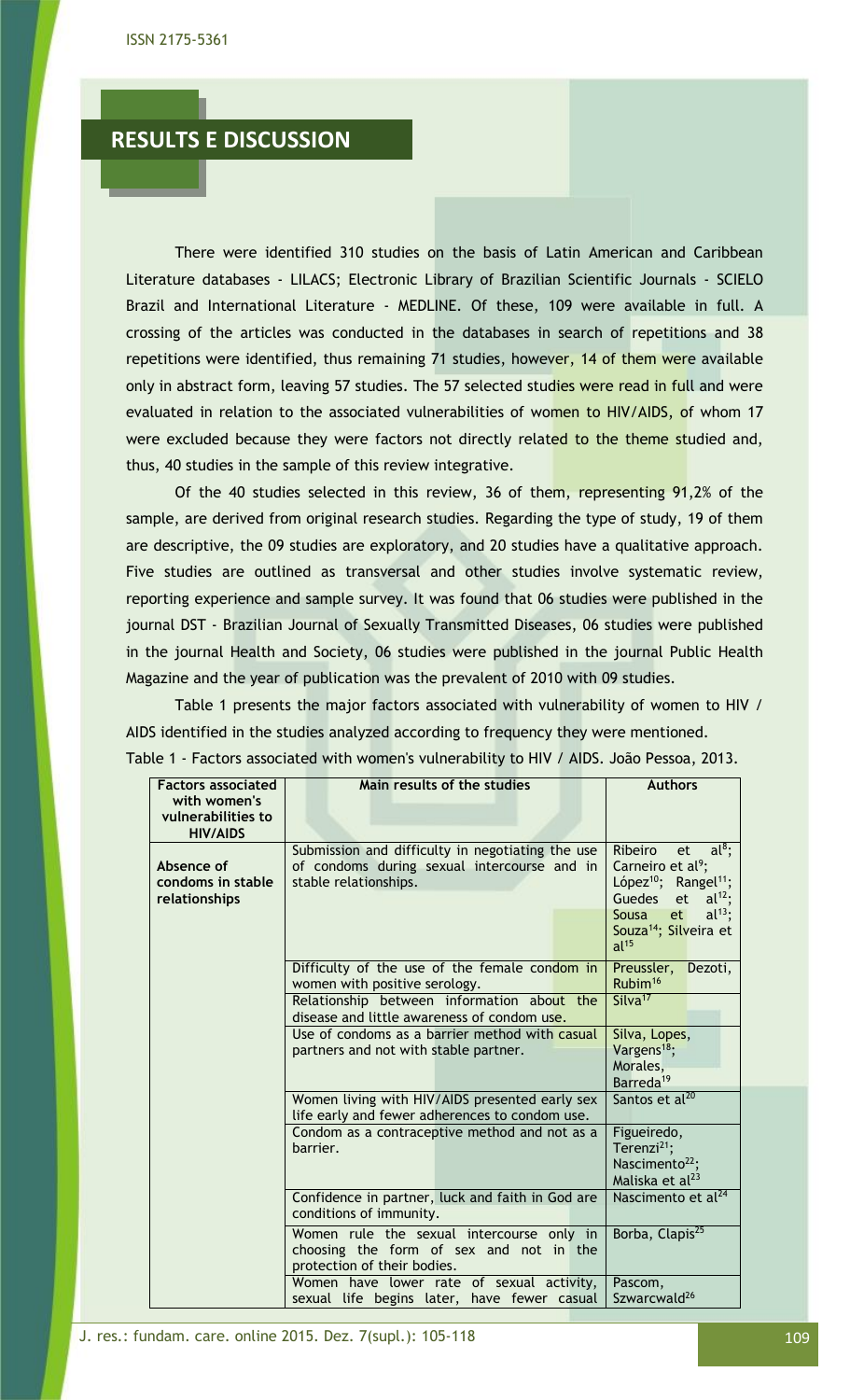## RESULTS E DISCUSSION

There were identified 310 studies on the basis of Latin American and Caribbean Literature databases - LILACS; Electronic Library of Brazilian Scientific Journals - SCIELO Brazil and International Literature - MEDLINE. Of these, 109 were available in full. A crossing of the articles was conducted in the databases in search of repetitions and 38 repetitions were identified, thus remaining 71 studies, however, 14 of them were available only in abstract form, leaving 57 studies. The 57 selected studies were read in full and were evaluated in relation to the associated vulnerabilities of women to HIV/AIDS, of whom 17 were excluded because they were factors not directly related to the theme studied and, thus, 40 studies in the sample of this review integrative.

Of the 40 studies selected in this review, 36 of them, representing 91,2% of the sample, are derived from original research studies. Regarding the type of study, 19 of them are descriptive, the 09 studies are exploratory, and 20 studies have a qualitative approach. Five studies are outlined as transversal and other studies involve systematic review, reporting experience and sample survey. It was found that 06 studies were published in the journal DST - Brazilian Journal of Sexually Transmitted Diseases, 06 studies were published in the journal Health and Society, 06 studies were published in the journal Public Health Magazine and the year of publication was the prevalent of 2010 with 09 studies.

Table 1 presents the major factors associated with vulnerability of women to HIV / AIDS identified in the studies analyzed according to frequency they were mentioned.

Table 1 - Factors associated with women's vulnerability to HIV / AIDS. João Pessoa, 2013.

| Factors associated with women's vulnerabilities to HIV/AIDS | Main results of the studies | Authors |
|---|---|---|
| **Absence of condoms in stable relationships** | Submission and difficulty in negotiating the use of condoms during sexual intercourse and in stable relationships. | Ribeiro et al[8]; Carneiro et al[9]; López[10]; Rangel[11]; Guedes et al[12]; Sousa et al[13]; Souza[14]; Silveira et al[15] |
| | Difficulty of the use of the female condom in women with positive serology. | Preussler, Dezoti, Rubim[16] |
| | Relationship between information about the disease and little awareness of condom use. | Silva[17] |
| | Use of condoms as a barrier method with casual partners and not with stable partner. | Silva, Lopes, Vargens[18]; Morales, Barreda[19] |
| | Women living with HIV/AIDS presented early sex life early and fewer adherences to condom use. | Santos et al[20] |
| | Condom as a contraceptive method and not as a barrier. | Figueiredo, Terenzi[21]; Nascimento[22]; Maliska et al[23] |
| | Confidence in partner, luck and faith in God are conditions of immunity. | Nascimento et al[24] |
| | Women rule the sexual intercourse only in choosing the form of sex and not in the protection of their bodies. | Borba, Clapis[25] |
| | Women have lower rate of sexual activity, sexual life begins later, have fewer casual | Pascom, Szwarcwald[26] |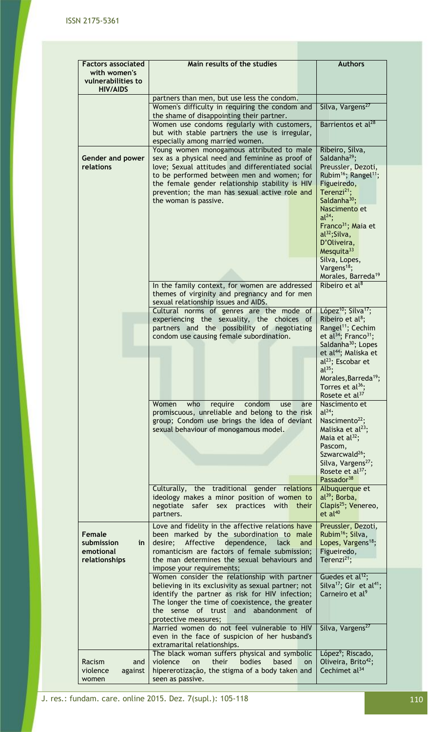| Factors associated with women's vulnerabilities to HIV/AIDS | Main results of the studies | Authors |
|---|---|---|
| | partners than men, but use less the condom. | |
| | Women's difficulty in requiring the condom and the shame of disappointing their partner. | Silva, Vargens[27] |
| | Women use condoms regularly with customers, but with stable partners the use is irregular, especially among married women. | Barrientos et al[28] |
| **Gender and power relations** | Young women monogamous attributed to male sex as a physical need and feminine as proof of love; Sexual attitudes and differentiated social to be performed between men and women; for the female gender relationship stability is HIV prevention; the man has sexual active role and the woman is passive. | Ribeiro, Silva, Saldanha[29]; Preussler, Dezoti, Rubim[16]; Rangel[11]; Figueiredo, Terenzi[21]; Saldanha[30]; Nascimento et al[24]; Franco[31]; Maia et al[32];Silva, D'Oliveira, Mesquita[33] Silva, Lopes, Vargens[18]; Morales, Barreda[19] |
| | In the family context, for women are addressed themes of virginity and pregnancy and for men sexual relationship issues and AIDS. | Ribeiro et al[8] |
| | Cultural norms of genres are the mode of experiencing the sexuality, the choices of partners and the possibility of negotiating condom use causing female subordination. | López[10]; Silva[17]; Ribeiro et al[8]; Rangel[11]; Cechim et al[34]; Franco[31]; Saldanha[30]; Lopes et al[44]; Maliska et al[23]; Escobar et al[35]; Morales,Barreda[19]; Torres et al[36]; Rosete et al[37] |
| | Women who require condom use are promiscuous, unreliable and belong to the risk group; Condom use brings the idea of deviant sexual behaviour of monogamous model. | Nascimento et al[24]; Nascimento[22]; Maliska et al[23]; Maia et al[32]; Pascom, Szwarcwald[26]; Silva, Vargens[27]; Rosete et al[37]; Passador[38] |
| | Culturally, the traditional gender relations ideology makes a minor position of women to negotiate safer sex practices with their partners. | Albuquerque et al[39]; Borba, Clapis[25]; Venereo, et al[40] |
| **Female submission in emotional relationships** | Love and fidelity in the affective relations have been marked by the subordination to male desire; Affective dependence, lack and romanticism are factors of female submission; the man determines the sexual behaviours and impose your requirements; | Preussler, Dezoti, Rubim[16]; Silva, Lopes, Vargens[18]; Figueiredo, Terenzi[21]; |
| | Women consider the relationship with partner believing in its exclusivity as sexual partner; not identify the partner as risk for HIV infection; The longer the time of coexistence, the greater the sense of trust and abandonment of protective measures; | Guedes et al[12]; Silva[17]; Gir et al[41]; Carneiro et al[9] |
| | Married women do not feel vulnerable to HIV even in the face of suspicion of her husband's extramarital relationships. | Silva, Vargens[27] |
| **Racism and violence against women** | The black woman suffers physical and symbolic violence on their bodies based on hipererotização, the stigma of a body taken and seen as passive. | López[9]; Riscado, Oliveira, Brito[42]; Cechimet al[34] |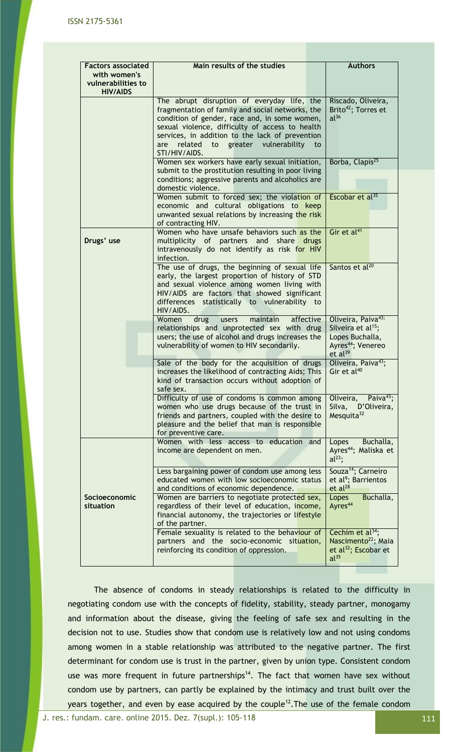| Factors associated with women's vulnerabilities to HIV/AIDS | Main results of the studies | Authors |
| --- | --- | --- |
| | The abrupt disruption of everyday life, the fragmentation of family and social networks, the condition of gender, race and, in some women, sexual violence, difficulty of access to health services, in addition to the lack of prevention are related to greater vulnerability to STI/HIV/AIDS. | Riscado, Oliveira, Brito[42]; Torres et al[36] |
| | Women sex workers have early sexual initiation, submit to the prostitution resulting in poor living conditions; aggressive parents and alcoholics are domestic violence. | Borba, Clapis[25] |
| | Women submit to forced sex; the violation of economic and cultural obligations to keep unwanted sexual relations by increasing the risk of contracting HIV. | Escobar et al[35] |
| Drugs' use | Women who have unsafe behaviors such as the multiplicity of partners and share drugs intravenously do not identify as risk for HIV infection. | Gir et al[41] |
| | The use of drugs, the beginning of sexual life early, the largest proportion of history of STD and sexual violence among women living with HIV/AIDS are factors that showed significant differences statistically to vulnerability to HIV/AIDS. | Santos et al[20] |
| | Women drug users maintain affective relationships and unprotected sex with drug users; the use of alcohol and drugs increases the vulnerability of women to HIV secondarily. | Oliveira, Paiva[43]; Silveira et al[15]; Lopes Buchalla, Ayres[44]; Venereo et al[39] |
| | Sale of the body for the acquisition of drugs increases the likelihood of contracting Aids; This kind of transaction occurs without adoption of safe sex. | Oliveira, Paiva[43]; Gir et al[40] |
| | Difficulty of use of condoms is common among women who use drugs because of the trust in friends and partners, coupled with the desire to pleasure and the belief that man is responsible for preventive care. | Oliveira, Paiva[43]; Silva, D'Oliveira, Mesquita[32] |
| Socioeconomic situation | Women with less access to education and income are dependent on men. | Lopes Buchalla, Ayres[44]; Maliska et al[23]; |
| | Less bargaining power of condom use among less educated women with low socioeconomic status and conditions of economic dependence. | Souza[14]; Carneiro et al[9]; Barrientos et al[28] |
| | Women are barriers to negotiate protected sex, regardless of their level of education, income, financial autonomy, the trajectories or lifestyle of the partner. | Lopes Buchalla, Ayres[44] |
| | Female sexuality is related to the behaviour of partners and the socio-economic situation, reinforcing its condition of oppression. | Cechim et al[34]; Nascimento[22]; Maia et al[32]; Escobar et al[35] |

The absence of condoms in steady relationships is related to the difficulty in negotiating condom use with the concepts of fidelity, stability, steady partner, monogamy and information about the disease, giving the feeling of safe sex and resulting in the decision not to use. Studies show that condom use is relatively low and not using condoms among women in a stable relationship was attributed to the negative partner. The first determinant for condom use is trust in the partner, given by union type. Consistent condom use was more frequent in future partnerships[14]. The fact that women have sex without condom use by partners, can partly be explained by the intimacy and trust built over the years together, and even by ease acquired by the couple[12]. The use of the female condom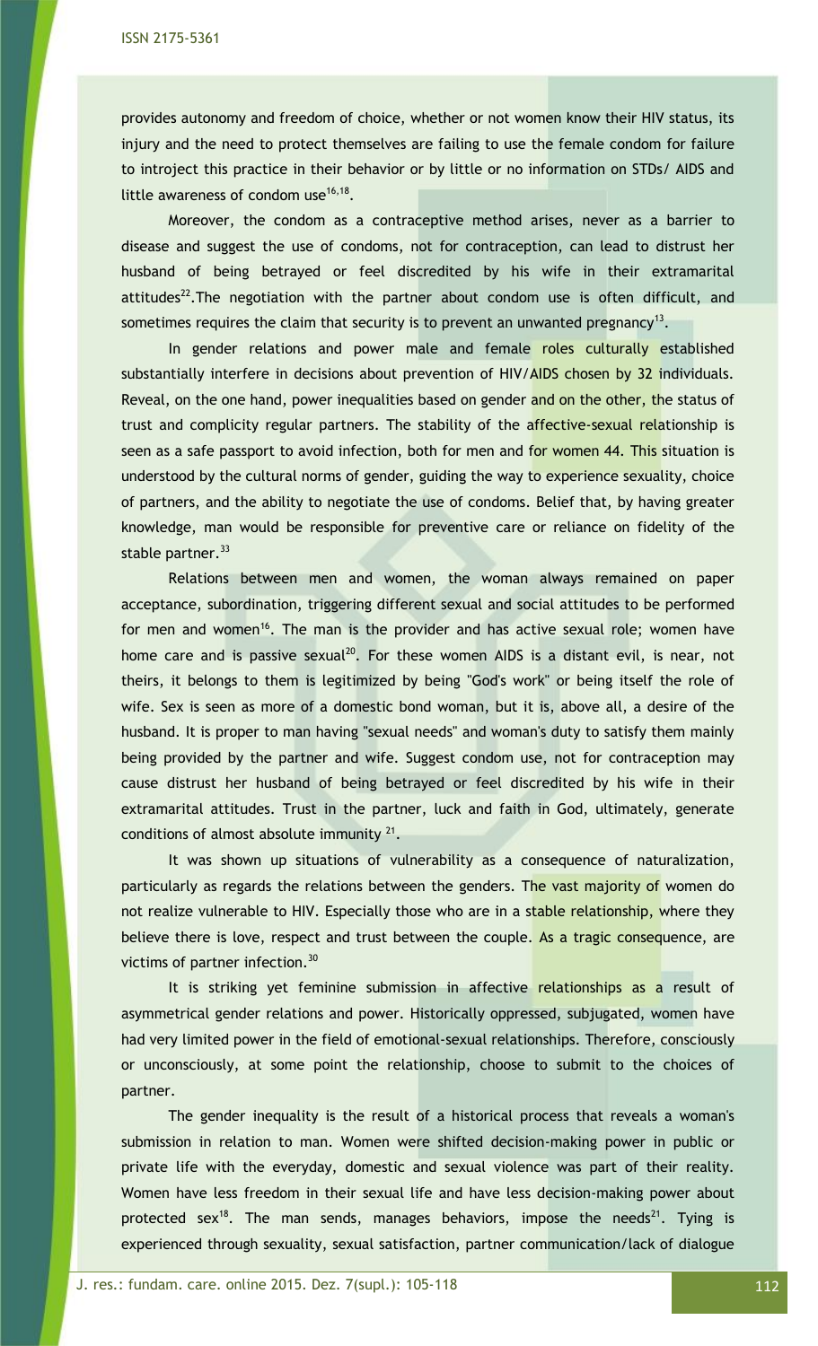provides autonomy and freedom of choice, whether or not women know their HIV status, its injury and the need to protect themselves are failing to use the female condom for failure to introject this practice in their behavior or by little or no information on STDs/ AIDS and little awareness of condom use[16,18].

Moreover, the condom as a contraceptive method arises, never as a barrier to disease and suggest the use of condoms, not for contraception, can lead to distrust her husband of being betrayed or feel discredited by his wife in their extramarital attitudes[22].The negotiation with the partner about condom use is often difficult, and sometimes requires the claim that security is to prevent an unwanted pregnancy[13].

In gender relations and power male and female roles culturally established substantially interfere in decisions about prevention of HIV/AIDS chosen by 32 individuals. Reveal, on the one hand, power inequalities based on gender and on the other, the status of trust and complicity regular partners. The stability of the affective-sexual relationship is seen as a safe passport to avoid infection, both for men and for women 44. This situation is understood by the cultural norms of gender, guiding the way to experience sexuality, choice of partners, and the ability to negotiate the use of condoms. Belief that, by having greater knowledge, man would be responsible for preventive care or reliance on fidelity of the stable partner.[33]

Relations between men and women, the woman always remained on paper acceptance, subordination, triggering different sexual and social attitudes to be performed for men and women[16]. The man is the provider and has active sexual role; women have home care and is passive sexual[20]. For these women AIDS is a distant evil, is near, not theirs, it belongs to them is legitimized by being "God's work" or being itself the role of wife. Sex is seen as more of a domestic bond woman, but it is, above all, a desire of the husband. It is proper to man having "sexual needs" and woman's duty to satisfy them mainly being provided by the partner and wife. Suggest condom use, not for contraception may cause distrust her husband of being betrayed or feel discredited by his wife in their extramarital attitudes. Trust in the partner, luck and faith in God, ultimately, generate conditions of almost absolute immunity [21].

It was shown up situations of vulnerability as a consequence of naturalization, particularly as regards the relations between the genders. The vast majority of women do not realize vulnerable to HIV. Especially those who are in a stable relationship, where they believe there is love, respect and trust between the couple. As a tragic consequence, are victims of partner infection.[30]

It is striking yet feminine submission in affective relationships as a result of asymmetrical gender relations and power. Historically oppressed, subjugated, women have had very limited power in the field of emotional-sexual relationships. Therefore, consciously or unconsciously, at some point the relationship, choose to submit to the choices of partner.

The gender inequality is the result of a historical process that reveals a woman's submission in relation to man. Women were shifted decision-making power in public or private life with the everyday, domestic and sexual violence was part of their reality. Women have less freedom in their sexual life and have less decision-making power about protected sex[18]. The man sends, manages behaviors, impose the needs[21]. Tying is experienced through sexuality, sexual satisfaction, partner communication/lack of dialogue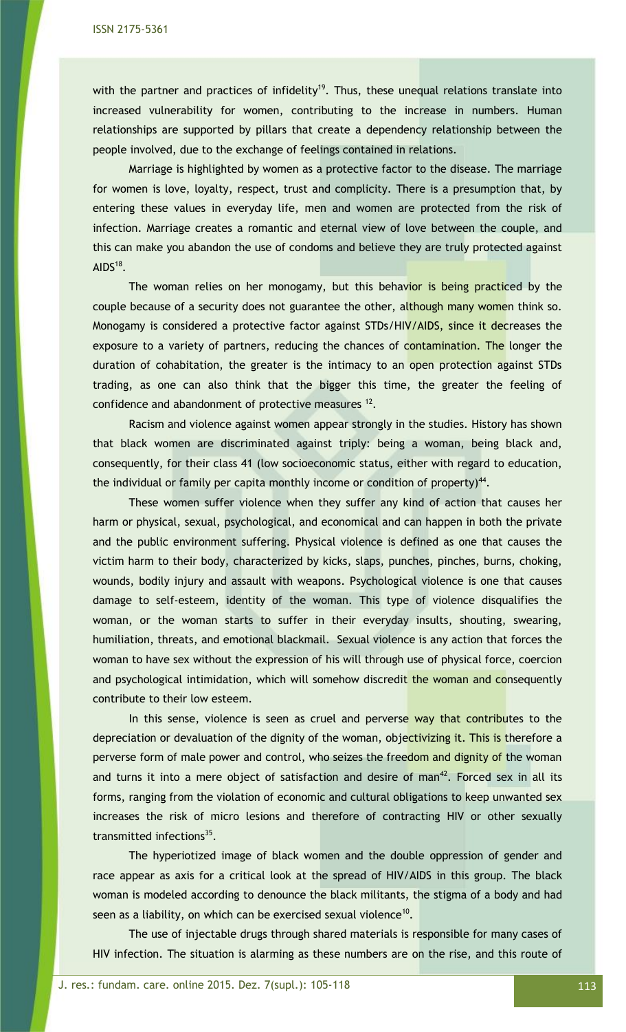with the partner and practices of infidelity[19]. Thus, these unequal relations translate into increased vulnerability for women, contributing to the increase in numbers. Human relationships are supported by pillars that create a dependency relationship between the people involved, due to the exchange of feelings contained in relations.

Marriage is highlighted by women as a protective factor to the disease. The marriage for women is love, loyalty, respect, trust and complicity. There is a presumption that, by entering these values in everyday life, men and women are protected from the risk of infection. Marriage creates a romantic and eternal view of love between the couple, and this can make you abandon the use of condoms and believe they are truly protected against AIDS[18].

The woman relies on her monogamy, but this behavior is being practiced by the couple because of a security does not guarantee the other, although many women think so. Monogamy is considered a protective factor against STDs/HIV/AIDS, since it decreases the exposure to a variety of partners, reducing the chances of contamination. The longer the duration of cohabitation, the greater is the intimacy to an open protection against STDs trading, as one can also think that the bigger this time, the greater the feeling of confidence and abandonment of protective measures [12].

Racism and violence against women appear strongly in the studies. History has shown that black women are discriminated against triply: being a woman, being black and, consequently, for their class 41 (low socioeconomic status, either with regard to education, the individual or family per capita monthly income or condition of property)[44].

These women suffer violence when they suffer any kind of action that causes her harm or physical, sexual, psychological, and economical and can happen in both the private and the public environment suffering. Physical violence is defined as one that causes the victim harm to their body, characterized by kicks, slaps, punches, pinches, burns, choking, wounds, bodily injury and assault with weapons. Psychological violence is one that causes damage to self-esteem, identity of the woman. This type of violence disqualifies the woman, or the woman starts to suffer in their everyday insults, shouting, swearing, humiliation, threats, and emotional blackmail. Sexual violence is any action that forces the woman to have sex without the expression of his will through use of physical force, coercion and psychological intimidation, which will somehow discredit the woman and consequently contribute to their low esteem.

In this sense, violence is seen as cruel and perverse way that contributes to the depreciation or devaluation of the dignity of the woman, objectivizing it. This is therefore a perverse form of male power and control, who seizes the freedom and dignity of the woman and turns it into a mere object of satisfaction and desire of man[42]. Forced sex in all its forms, ranging from the violation of economic and cultural obligations to keep unwanted sex increases the risk of micro lesions and therefore of contracting HIV or other sexually transmitted infections[35].

The hyperiotized image of black women and the double oppression of gender and race appear as axis for a critical look at the spread of HIV/AIDS in this group. The black woman is modeled according to denounce the black militants, the stigma of a body and had seen as a liability, on which can be exercised sexual violence[10].

The use of injectable drugs through shared materials is responsible for many cases of HIV infection. The situation is alarming as these numbers are on the rise, and this route of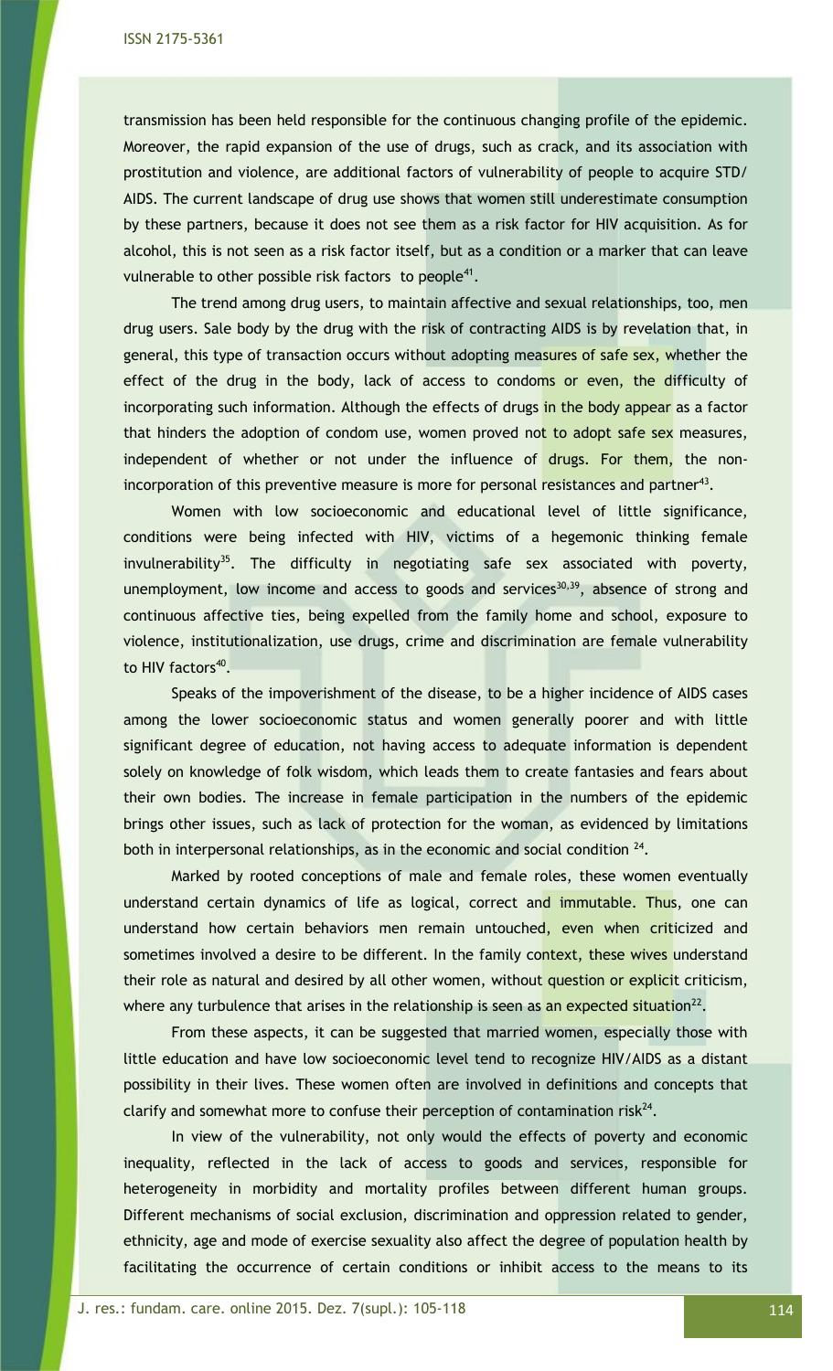transmission has been held responsible for the continuous changing profile of the epidemic. Moreover, the rapid expansion of the use of drugs, such as crack, and its association with prostitution and violence, are additional factors of vulnerability of people to acquire STD/ AIDS. The current landscape of drug use shows that women still underestimate consumption by these partners, because it does not see them as a risk factor for HIV acquisition. As for alcohol, this is not seen as a risk factor itself, but as a condition or a marker that can leave vulnerable to other possible risk factors to people[41].

The trend among drug users, to maintain affective and sexual relationships, too, men drug users. Sale body by the drug with the risk of contracting AIDS is by revelation that, in general, this type of transaction occurs without adopting measures of safe sex, whether the effect of the drug in the body, lack of access to condoms or even, the difficulty of incorporating such information. Although the effects of drugs in the body appear as a factor that hinders the adoption of condom use, women proved not to adopt safe sex measures, independent of whether or not under the influence of drugs. For them, the non-incorporation of this preventive measure is more for personal resistances and partner[43].

Women with low socioeconomic and educational level of little significance, conditions were being infected with HIV, victims of a hegemonic thinking female invulnerability[35]. The difficulty in negotiating safe sex associated with poverty, unemployment, low income and access to goods and services[30,39], absence of strong and continuous affective ties, being expelled from the family home and school, exposure to violence, institutionalization, use drugs, crime and discrimination are female vulnerability to HIV factors[40].

Speaks of the impoverishment of the disease, to be a higher incidence of AIDS cases among the lower socioeconomic status and women generally poorer and with little significant degree of education, not having access to adequate information is dependent solely on knowledge of folk wisdom, which leads them to create fantasies and fears about their own bodies. The increase in female participation in the numbers of the epidemic brings other issues, such as lack of protection for the woman, as evidenced by limitations both in interpersonal relationships, as in the economic and social condition [24].

Marked by rooted conceptions of male and female roles, these women eventually understand certain dynamics of life as logical, correct and immutable. Thus, one can understand how certain behaviors men remain untouched, even when criticized and sometimes involved a desire to be different. In the family context, these wives understand their role as natural and desired by all other women, without question or explicit criticism, where any turbulence that arises in the relationship is seen as an expected situation[22].

From these aspects, it can be suggested that married women, especially those with little education and have low socioeconomic level tend to recognize HIV/AIDS as a distant possibility in their lives. These women often are involved in definitions and concepts that clarify and somewhat more to confuse their perception of contamination risk[24].

In view of the vulnerability, not only would the effects of poverty and economic inequality, reflected in the lack of access to goods and services, responsible for heterogeneity in morbidity and mortality profiles between different human groups. Different mechanisms of social exclusion, discrimination and oppression related to gender, ethnicity, age and mode of exercise sexuality also affect the degree of population health by facilitating the occurrence of certain conditions or inhibit access to the means to its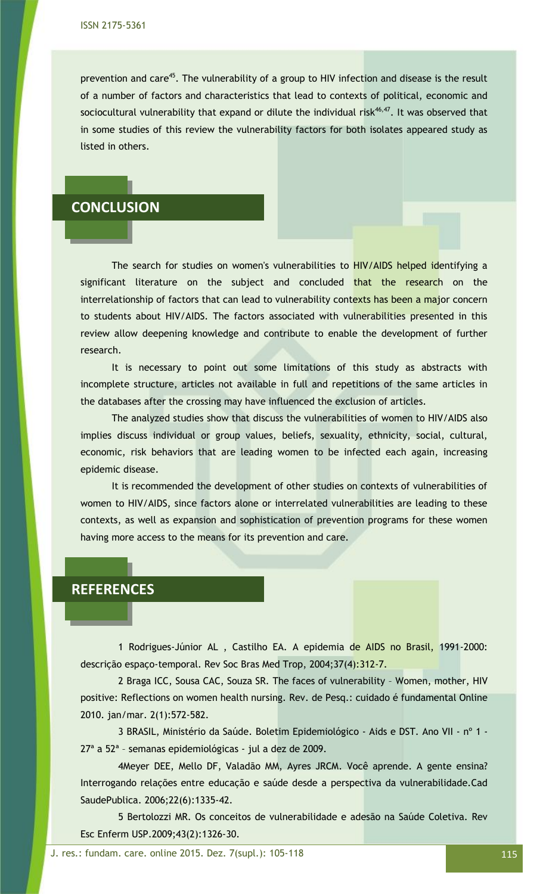prevention and care[45]. The vulnerability of a group to HIV infection and disease is the result of a number of factors and characteristics that lead to contexts of political, economic and sociocultural vulnerability that expand or dilute the individual risk[46,47]. It was observed that in some studies of this review the vulnerability factors for both isolates appeared study as listed in others.

## CONCLUSION

The search for studies on women's vulnerabilities to HIV/AIDS helped identifying a significant literature on the subject and concluded that the research on the interrelationship of factors that can lead to vulnerability contexts has been a major concern to students about HIV/AIDS. The factors associated with vulnerabilities presented in this review allow deepening knowledge and contribute to enable the development of further research.

It is necessary to point out some limitations of this study as abstracts with incomplete structure, articles not available in full and repetitions of the same articles in the databases after the crossing may have influenced the exclusion of articles.

The analyzed studies show that discuss the vulnerabilities of women to HIV/AIDS also implies discuss individual or group values, beliefs, sexuality, ethnicity, social, cultural, economic, risk behaviors that are leading women to be infected each again, increasing epidemic disease.

It is recommended the development of other studies on contexts of vulnerabilities of women to HIV/AIDS, since factors alone or interrelated vulnerabilities are leading to these contexts, as well as expansion and sophistication of prevention programs for these women having more access to the means for its prevention and care.

## REFERENCES

1 Rodrigues-Júnior AL , Castilho EA. A epidemia de AIDS no Brasil, 1991-2000: descrição espaço-temporal. Rev Soc Bras Med Trop, 2004;37(4):312-7.

2 Braga ICC, Sousa CAC, Souza SR. The faces of vulnerability – Women, mother, HIV positive: Reflections on women health nursing. Rev. de Pesq.: cuidado é fundamental Online 2010. jan/mar. 2(1):572-582.

3 BRASIL, Ministério da Saúde. Boletim Epidemiológico - Aids e DST. Ano VII - nº 1 - 27ª a 52ª – semanas epidemiológicas - jul a dez de 2009.

4Meyer DEE, Mello DF, Valadão MM, Ayres JRCM. Você aprende. A gente ensina? Interrogando relações entre educação e saúde desde a perspectiva da vulnerabilidade.Cad SaudePublica. 2006;22(6):1335-42.

5 Bertolozzi MR. Os conceitos de vulnerabilidade e adesão na Saúde Coletiva. Rev Esc Enferm USP.2009;43(2):1326-30.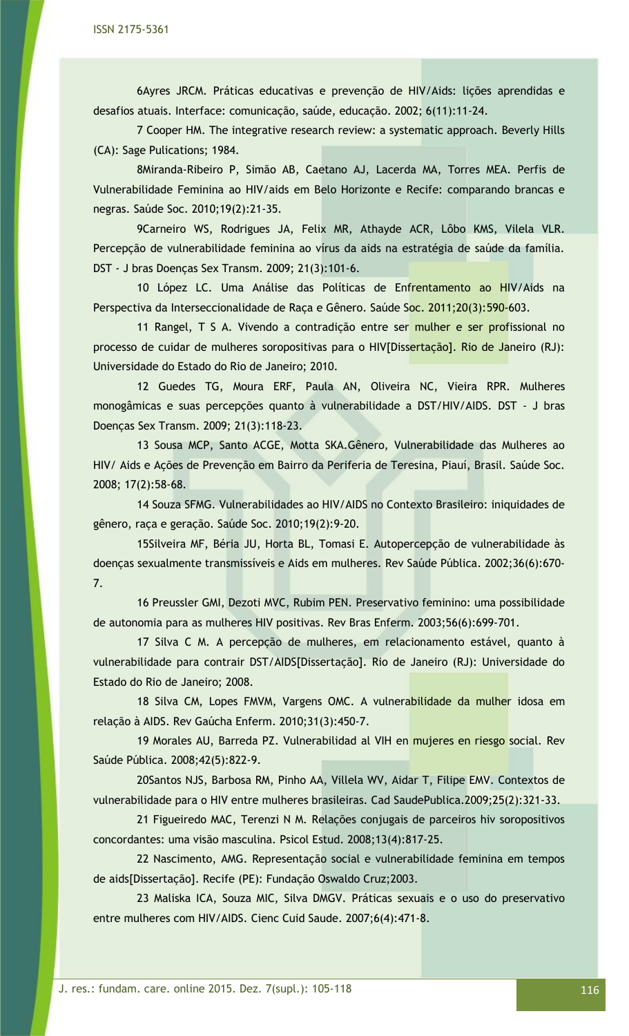6Ayres JRCM. Práticas educativas e prevenção de HIV/Aids: lições aprendidas e desafios atuais. Interface: comunicação, saúde, educação. 2002; 6(11):11-24.

7 Cooper HM. The integrative research review: a systematic approach. Beverly Hills (CA): Sage Pulications; 1984.

8Miranda-Ribeiro P, Simão AB, Caetano AJ, Lacerda MA, Torres MEA. Perfis de Vulnerabilidade Feminina ao HIV/aids em Belo Horizonte e Recife: comparando brancas e negras. Saúde Soc. 2010;19(2):21-35.

9Carneiro WS, Rodrigues JA, Felix MR, Athayde ACR, Lôbo KMS, Vilela VLR. Percepção de vulnerabilidade feminina ao vírus da aids na estratégia de saúde da família. DST - J bras Doenças Sex Transm. 2009; 21(3):101-6.

10 López LC. Uma Análise das Políticas de Enfrentamento ao HIV/Aids na Perspectiva da Interseccionalidade de Raça e Gênero. Saúde Soc. 2011;20(3):590-603.

11 Rangel, T S A. Vivendo a contradição entre ser mulher e ser profissional no processo de cuidar de mulheres soropositivas para o HIV[Dissertação]. Rio de Janeiro (RJ): Universidade do Estado do Rio de Janeiro; 2010.

12 Guedes TG, Moura ERF, Paula AN, Oliveira NC, Vieira RPR. Mulheres monogâmicas e suas percepções quanto à vulnerabilidade a DST/HIV/AIDS. DST - J bras Doenças Sex Transm. 2009; 21(3):118-23.

13 Sousa MCP, Santo ACGE, Motta SKA.Gênero, Vulnerabilidade das Mulheres ao HIV/ Aids e Ações de Prevenção em Bairro da Periferia de Teresina, Piauí, Brasil. Saúde Soc. 2008; 17(2):58-68.

14 Souza SFMG. Vulnerabilidades ao HIV/AIDS no Contexto Brasileiro: iniquidades de gênero, raça e geração. Saúde Soc. 2010;19(2):9-20.

15Silveira MF, Béria JU, Horta BL, Tomasi E. Autopercepção de vulnerabilidade às doenças sexualmente transmissíveis e Aids em mulheres. Rev Saúde Pública. 2002;36(6):670-7.

16 Preussler GMI, Dezoti MVC, Rubim PEN. Preservativo feminino: uma possibilidade de autonomia para as mulheres HIV positivas. Rev Bras Enferm. 2003;56(6):699-701.

17 Silva C M. A percepção de mulheres, em relacionamento estável, quanto à vulnerabilidade para contrair DST/AIDS[Dissertação]. Rio de Janeiro (RJ): Universidade do Estado do Rio de Janeiro; 2008.

18 Silva CM, Lopes FMVM, Vargens OMC. A vulnerabilidade da mulher idosa em relação à AIDS. Rev Gaúcha Enferm. 2010;31(3):450-7.

19 Morales AU, Barreda PZ. Vulnerabilidad al VIH en mujeres en riesgo social. Rev Saúde Pública. 2008;42(5):822-9.

20Santos NJS, Barbosa RM, Pinho AA, Villela WV, Aidar T, Filipe EMV. Contextos de vulnerabilidade para o HIV entre mulheres brasileiras. Cad SaudePublica.2009;25(2):321-33.

21 Figueiredo MAC, Terenzi N M. Relações conjugais de parceiros hiv soropositivos concordantes: uma visão masculina. Psicol Estud. 2008;13(4):817-25.

22 Nascimento, AMG. Representação social e vulnerabilidade feminina em tempos de aids[Dissertação]. Recife (PE): Fundação Oswaldo Cruz;2003.

23 Maliska ICA, Souza MIC, Silva DMGV. Práticas sexuais e o uso do preservativo entre mulheres com HIV/AIDS. Cienc Cuid Saude. 2007;6(4):471-8.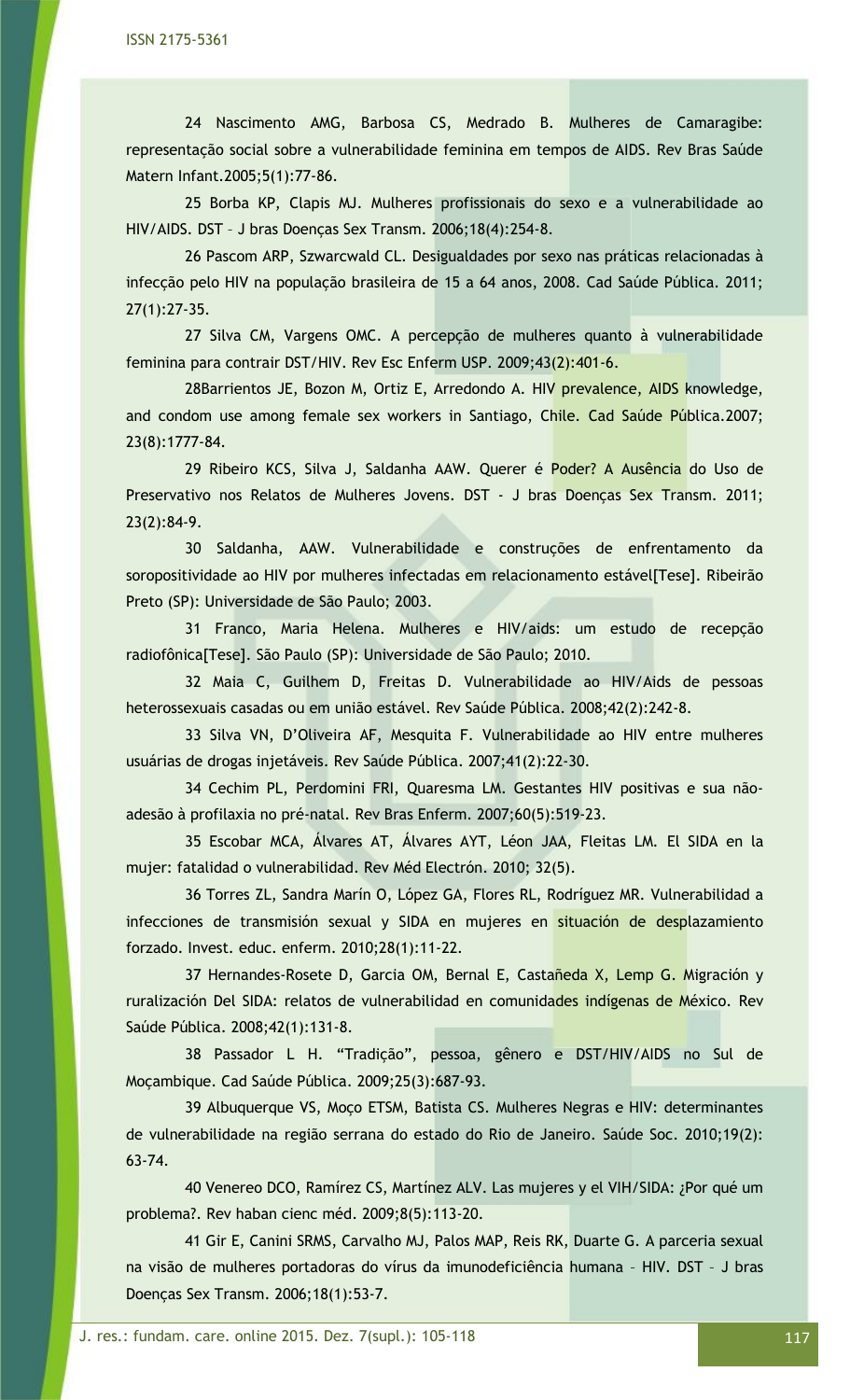24 Nascimento AMG, Barbosa CS, Medrado B. Mulheres de Camaragibe: representação social sobre a vulnerabilidade feminina em tempos de AIDS. Rev Bras Saúde Matern Infant.2005;5(1):77-86.

25 Borba KP, Clapis MJ. Mulheres profissionais do sexo e a vulnerabilidade ao HIV/AIDS. DST – J bras Doenças Sex Transm. 2006;18(4):254-8.

26 Pascom ARP, Szwarcwald CL. Desigualdades por sexo nas práticas relacionadas à infecção pelo HIV na população brasileira de 15 a 64 anos, 2008. Cad Saúde Pública. 2011; 27(1):27-35.

27 Silva CM, Vargens OMC. A percepção de mulheres quanto à vulnerabilidade feminina para contrair DST/HIV. Rev Esc Enferm USP. 2009;43(2):401-6.

28Barrientos JE, Bozon M, Ortiz E, Arredondo A. HIV prevalence, AIDS knowledge, and condom use among female sex workers in Santiago, Chile. Cad Saúde Pública.2007; 23(8):1777-84.

29 Ribeiro KCS, Silva J, Saldanha AAW. Querer é Poder? A Ausência do Uso de Preservativo nos Relatos de Mulheres Jovens. DST - J bras Doenças Sex Transm. 2011; 23(2):84-9.

30 Saldanha, AAW. Vulnerabilidade e construções de enfrentamento da soropositividade ao HIV por mulheres infectadas em relacionamento estável[Tese]. Ribeirão Preto (SP): Universidade de São Paulo; 2003.

31 Franco, Maria Helena. Mulheres e HIV/aids: um estudo de recepção radiofônica[Tese]. São Paulo (SP): Universidade de São Paulo; 2010.

32 Maia C, Guilhem D, Freitas D. Vulnerabilidade ao HIV/Aids de pessoas heterossexuais casadas ou em união estável. Rev Saúde Pública. 2008;42(2):242-8.

33 Silva VN, D'Oliveira AF, Mesquita F. Vulnerabilidade ao HIV entre mulheres usuárias de drogas injetáveis. Rev Saúde Pública. 2007;41(2):22-30.

34 Cechim PL, Perdomini FRI, Quaresma LM. Gestantes HIV positivas e sua não-adesão à profilaxia no pré-natal. Rev Bras Enferm. 2007;60(5):519-23.

35 Escobar MCA, Álvares AT, Álvares AYT, Léon JAA, Fleitas LM. El SIDA en la mujer: fatalidad o vulnerabilidad. Rev Méd Electrón. 2010; 32(5).

36 Torres ZL, Sandra Marín O, López GA, Flores RL, Rodríguez MR. Vulnerabilidad a infecciones de transmisión sexual y SIDA en mujeres en situación de desplazamiento forzado. Invest. educ. enferm. 2010;28(1):11-22.

37 Hernandes-Rosete D, Garcia OM, Bernal E, Castañeda X, Lemp G. Migración y ruralización Del SIDA: relatos de vulnerabilidad en comunidades indígenas de México. Rev Saúde Pública. 2008;42(1):131-8.

38 Passador L H. "Tradição", pessoa, gênero e DST/HIV/AIDS no Sul de Moçambique. Cad Saúde Pública. 2009;25(3):687-93.

39 Albuquerque VS, Moço ETSM, Batista CS. Mulheres Negras e HIV: determinantes de vulnerabilidade na região serrana do estado do Rio de Janeiro. Saúde Soc. 2010;19(2): 63-74.

40 Venereo DCO, Ramírez CS, Martínez ALV. Las mujeres y el VIH/SIDA: ¿Por qué um problema?. Rev haban cienc méd. 2009;8(5):113-20.

41 Gir E, Canini SRMS, Carvalho MJ, Palos MAP, Reis RK, Duarte G. A parceria sexual na visão de mulheres portadoras do vírus da imunodeficiência humana – HIV. DST – J bras Doenças Sex Transm. 2006;18(1):53-7.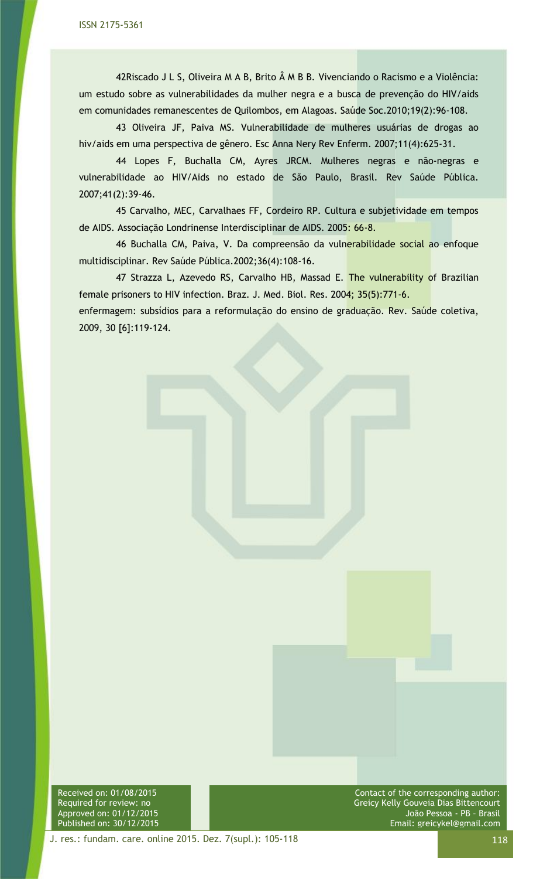42Riscado J L S, Oliveira M A B, Brito Â M B B. Vivenciando o Racismo e a Violência: um estudo sobre as vulnerabilidades da mulher negra e a busca de prevenção do HIV/aids em comunidades remanescentes de Quilombos, em Alagoas. Saúde Soc.2010;19(2):96-108.

43 Oliveira JF, Paiva MS. Vulnerabilidade de mulheres usuárias de drogas ao hiv/aids em uma perspectiva de gênero. Esc Anna Nery Rev Enferm. 2007;11(4):625-31.

44 Lopes F, Buchalla CM, Ayres JRCM. Mulheres negras e não-negras e vulnerabilidade ao HIV/Aids no estado de São Paulo, Brasil. Rev Saúde Pública. 2007;41(2):39-46.

45 Carvalho, MEC, Carvalhaes FF, Cordeiro RP. Cultura e subjetividade em tempos de AIDS. Associação Londrinense Interdisciplinar de AIDS. 2005: 66-8.

46 Buchalla CM, Paiva, V. Da compreensão da vulnerabilidade social ao enfoque multidisciplinar. Rev Saúde Pública.2002;36(4):108-16.

47 Strazza L, Azevedo RS, Carvalho HB, Massad E. The vulnerability of Brazilian female prisoners to HIV infection. Braz. J. Med. Biol. Res. 2004; 35(5):771-6.

enfermagem: subsídios para a reformulação do ensino de graduação. Rev. Saúde coletiva, 2009, 30 [6]:119-124.

Received on: 01/08/2015
Required for review: no
Approved on: 01/12/2015
Published on: 30/12/2015

Contact of the corresponding author:
Greicy Kelly Gouveia Dias Bittencourt
João Pessoa - PB – Brasil
Email: greicykel@gmail.com